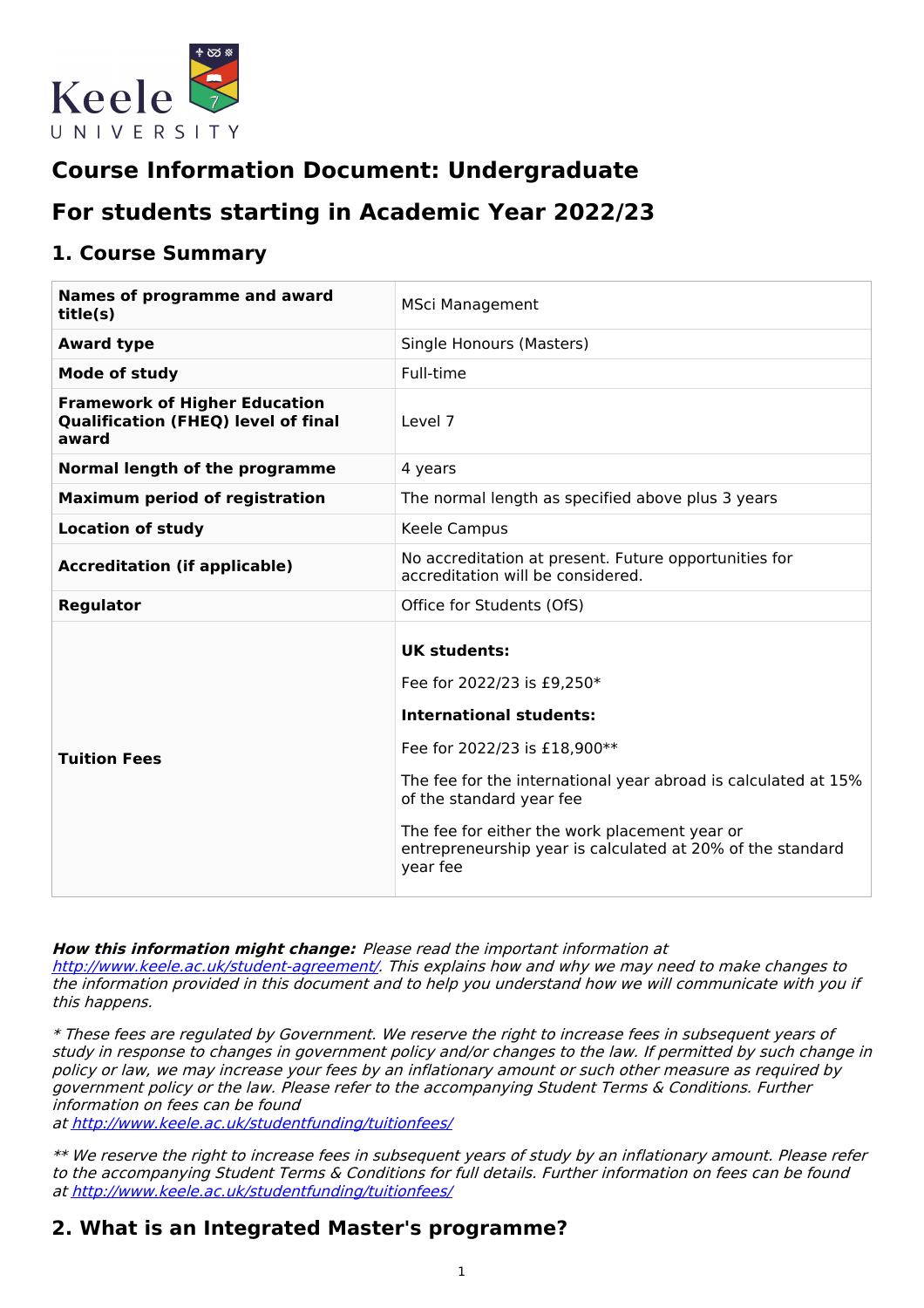# Course Information Document: Undergraduate

# For students starting in Academic Year 2022/23

## 1. Course Summary

| Names of programme and award title(s) | MSci Management |
|---|---|
| **Award type** | Single Honours (Masters) |
| **Mode of study** | Full-time |
| **Framework of Higher Education Qualification (FHEQ) level of final award** | Level 7 |
| **Normal length of the programme** | 4 years |
| **Maximum period of registration** | The normal length as specified above plus 3 years |
| **Location of study** | Keele Campus |
| **Accreditation (if applicable)** | No accreditation at present. Future opportunities for accreditation will be considered. |
| **Regulator** | Office for Students (OfS) |
| **Tuition Fees** | **UK students:** Fee for 2022/23 is £9,250* **International students:** Fee for 2022/23 is £18,900** The fee for the international year abroad is calculated at 15% of the standard year fee The fee for either the work placement year or entrepreneurship year is calculated at 20% of the standard year fee |

***How this information might change:*** *Please read the important information at http://www.keele.ac.uk/student-agreement/. This explains how and why we may need to make changes to the information provided in this document and to help you understand how we will communicate with you if this happens.*

*\* These fees are regulated by Government. We reserve the right to increase fees in subsequent years of study in response to changes in government policy and/or changes to the law. If permitted by such change in policy or law, we may increase your fees by an inflationary amount or such other measure as required by government policy or the law. Please refer to the accompanying Student Terms & Conditions. Further information on fees can be found at http://www.keele.ac.uk/studentfunding/tuitionfees/*

*\*\* We reserve the right to increase fees in subsequent years of study by an inflationary amount. Please refer to the accompanying Student Terms & Conditions for full details. Further information on fees can be found at http://www.keele.ac.uk/studentfunding/tuitionfees/*

## 2. What is an Integrated Master's programme?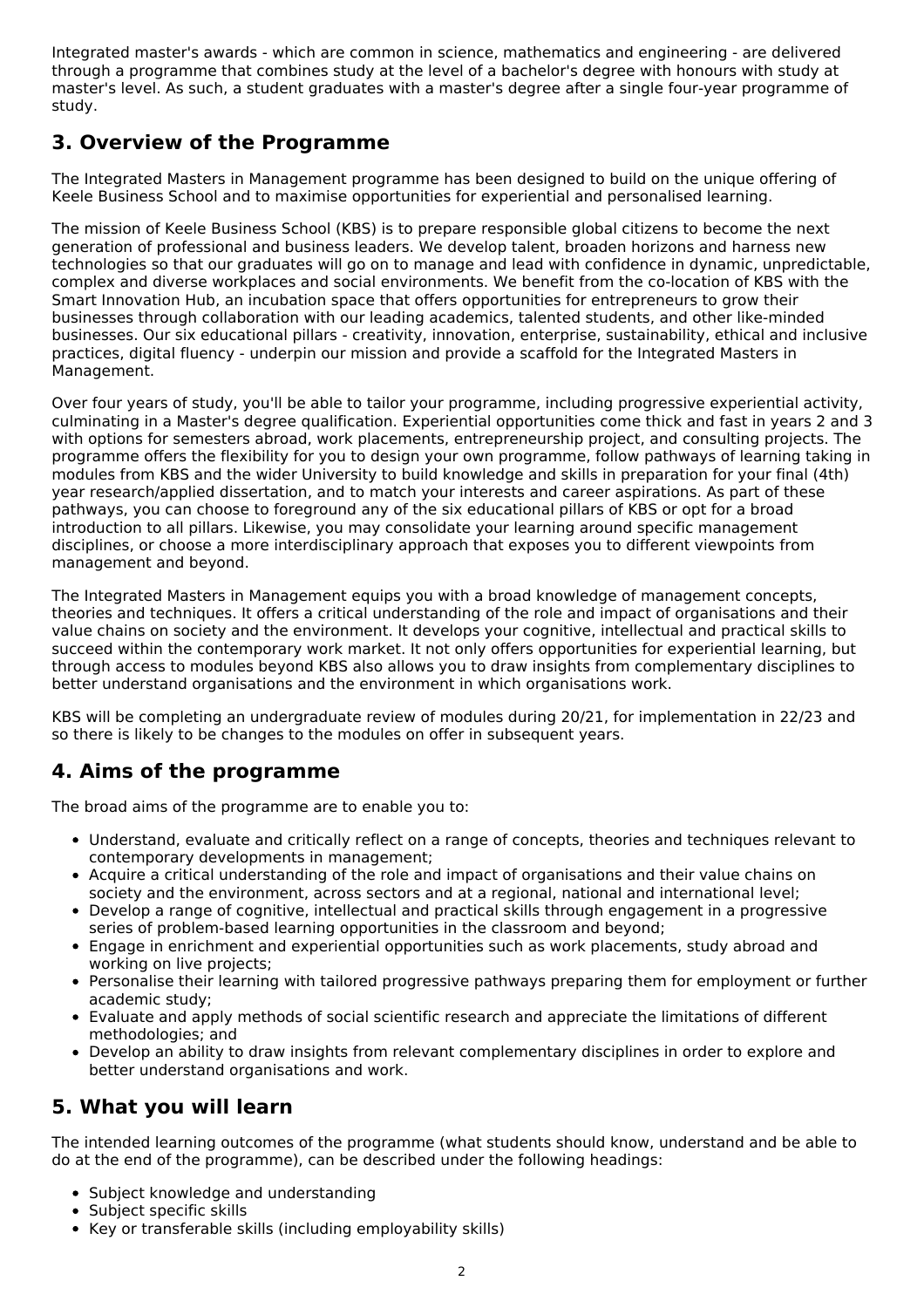Integrated master's awards - which are common in science, mathematics and engineering - are delivered through a programme that combines study at the level of a bachelor's degree with honours with study at master's level. As such, a student graduates with a master's degree after a single four-year programme of study.

## 3. Overview of the Programme

The Integrated Masters in Management programme has been designed to build on the unique offering of Keele Business School and to maximise opportunities for experiential and personalised learning.

The mission of Keele Business School (KBS) is to prepare responsible global citizens to become the next generation of professional and business leaders. We develop talent, broaden horizons and harness new technologies so that our graduates will go on to manage and lead with confidence in dynamic, unpredictable, complex and diverse workplaces and social environments. We benefit from the co-location of KBS with the Smart Innovation Hub, an incubation space that offers opportunities for entrepreneurs to grow their businesses through collaboration with our leading academics, talented students, and other like-minded businesses. Our six educational pillars - creativity, innovation, enterprise, sustainability, ethical and inclusive practices, digital fluency - underpin our mission and provide a scaffold for the Integrated Masters in Management.

Over four years of study, you'll be able to tailor your programme, including progressive experiential activity, culminating in a Master's degree qualification. Experiential opportunities come thick and fast in years 2 and 3 with options for semesters abroad, work placements, entrepreneurship project, and consulting projects. The programme offers the flexibility for you to design your own programme, follow pathways of learning taking in modules from KBS and the wider University to build knowledge and skills in preparation for your final (4th) year research/applied dissertation, and to match your interests and career aspirations. As part of these pathways, you can choose to foreground any of the six educational pillars of KBS or opt for a broad introduction to all pillars. Likewise, you may consolidate your learning around specific management disciplines, or choose a more interdisciplinary approach that exposes you to different viewpoints from management and beyond.

The Integrated Masters in Management equips you with a broad knowledge of management concepts, theories and techniques. It offers a critical understanding of the role and impact of organisations and their value chains on society and the environment. It develops your cognitive, intellectual and practical skills to succeed within the contemporary work market. It not only offers opportunities for experiential learning, but through access to modules beyond KBS also allows you to draw insights from complementary disciplines to better understand organisations and the environment in which organisations work.

KBS will be completing an undergraduate review of modules during 20/21, for implementation in 22/23 and so there is likely to be changes to the modules on offer in subsequent years.

## 4. Aims of the programme

The broad aims of the programme are to enable you to:

- Understand, evaluate and critically reflect on a range of concepts, theories and techniques relevant to contemporary developments in management;
- Acquire a critical understanding of the role and impact of organisations and their value chains on society and the environment, across sectors and at a regional, national and international level;
- Develop a range of cognitive, intellectual and practical skills through engagement in a progressive series of problem-based learning opportunities in the classroom and beyond;
- Engage in enrichment and experiential opportunities such as work placements, study abroad and working on live projects;
- Personalise their learning with tailored progressive pathways preparing them for employment or further academic study;
- Evaluate and apply methods of social scientific research and appreciate the limitations of different methodologies; and
- Develop an ability to draw insights from relevant complementary disciplines in order to explore and better understand organisations and work.

## 5. What you will learn

The intended learning outcomes of the programme (what students should know, understand and be able to do at the end of the programme), can be described under the following headings:

- Subject knowledge and understanding
- Subject specific skills
- Key or transferable skills (including employability skills)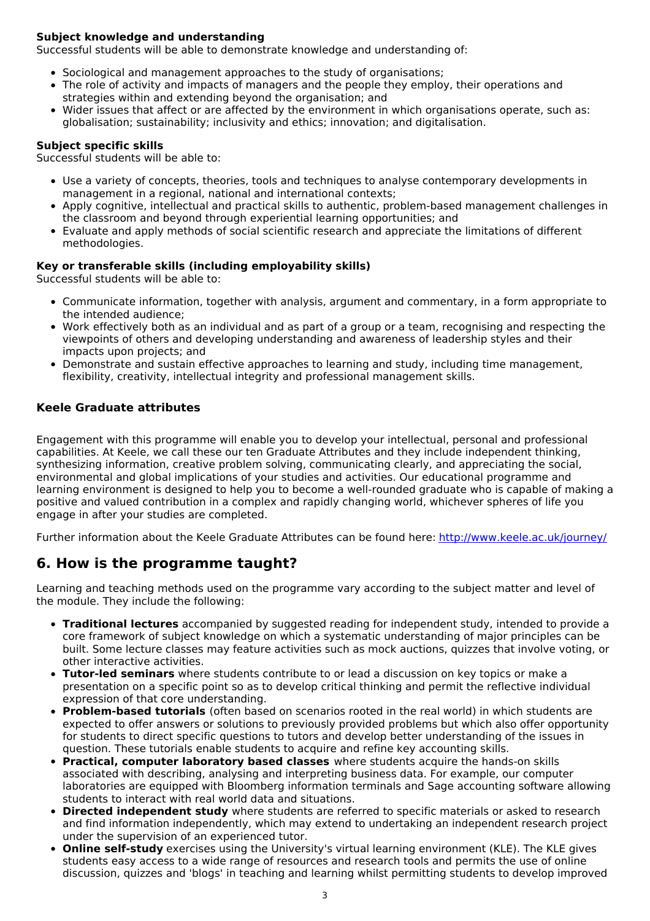**Subject knowledge and understanding**
Successful students will be able to demonstrate knowledge and understanding of:

- Sociological and management approaches to the study of organisations;
- The role of activity and impacts of managers and the people they employ, their operations and strategies within and extending beyond the organisation; and
- Wider issues that affect or are affected by the environment in which organisations operate, such as: globalisation; sustainability; inclusivity and ethics; innovation; and digitalisation.

**Subject specific skills**
Successful students will be able to:

- Use a variety of concepts, theories, tools and techniques to analyse contemporary developments in management in a regional, national and international contexts;
- Apply cognitive, intellectual and practical skills to authentic, problem-based management challenges in the classroom and beyond through experiential learning opportunities; and
- Evaluate and apply methods of social scientific research and appreciate the limitations of different methodologies.

**Key or transferable skills (including employability skills)**
Successful students will be able to:

- Communicate information, together with analysis, argument and commentary, in a form appropriate to the intended audience;
- Work effectively both as an individual and as part of a group or a team, recognising and respecting the viewpoints of others and developing understanding and awareness of leadership styles and their impacts upon projects; and
- Demonstrate and sustain effective approaches to learning and study, including time management, flexibility, creativity, intellectual integrity and professional management skills.

### Keele Graduate attributes

Engagement with this programme will enable you to develop your intellectual, personal and professional capabilities. At Keele, we call these our ten Graduate Attributes and they include independent thinking, synthesizing information, creative problem solving, communicating clearly, and appreciating the social, environmental and global implications of your studies and activities. Our educational programme and learning environment is designed to help you to become a well-rounded graduate who is capable of making a positive and valued contribution in a complex and rapidly changing world, whichever spheres of life you engage in after your studies are completed.

Further information about the Keele Graduate Attributes can be found here: [http://www.keele.ac.uk/journey/](http://www.keele.ac.uk/journey/)

## 6. How is the programme taught?

Learning and teaching methods used on the programme vary according to the subject matter and level of the module. They include the following:

- **Traditional lectures** accompanied by suggested reading for independent study, intended to provide a core framework of subject knowledge on which a systematic understanding of major principles can be built. Some lecture classes may feature activities such as mock auctions, quizzes that involve voting, or other interactive activities.
- **Tutor-led seminars** where students contribute to or lead a discussion on key topics or make a presentation on a specific point so as to develop critical thinking and permit the reflective individual expression of that core understanding.
- **Problem-based tutorials** (often based on scenarios rooted in the real world) in which students are expected to offer answers or solutions to previously provided problems but which also offer opportunity for students to direct specific questions to tutors and develop better understanding of the issues in question. These tutorials enable students to acquire and refine key accounting skills.
- **Practical, computer laboratory based classes** where students acquire the hands-on skills associated with describing, analysing and interpreting business data. For example, our computer laboratories are equipped with Bloomberg information terminals and Sage accounting software allowing students to interact with real world data and situations.
- **Directed independent study** where students are referred to specific materials or asked to research and find information independently, which may extend to undertaking an independent research project under the supervision of an experienced tutor.
- **Online self-study** exercises using the University's virtual learning environment (KLE). The KLE gives students easy access to a wide range of resources and research tools and permits the use of online discussion, quizzes and 'blogs' in teaching and learning whilst permitting students to develop improved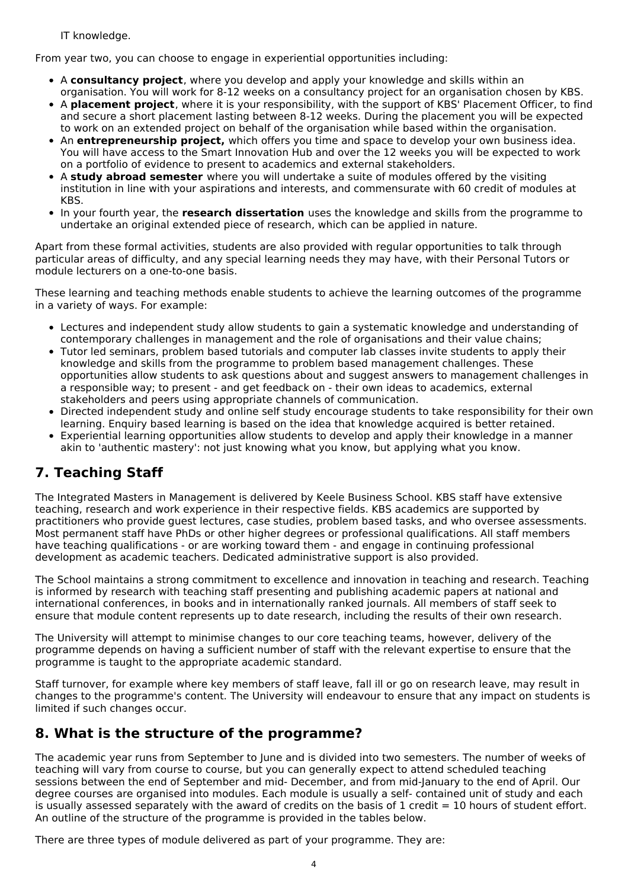IT knowledge.

From year two, you can choose to engage in experiential opportunities including:

- A **consultancy project**, where you develop and apply your knowledge and skills within an organisation. You will work for 8-12 weeks on a consultancy project for an organisation chosen by KBS.
- A **placement project**, where it is your responsibility, with the support of KBS' Placement Officer, to find and secure a short placement lasting between 8-12 weeks. During the placement you will be expected to work on an extended project on behalf of the organisation while based within the organisation.
- An **entrepreneurship project,** which offers you time and space to develop your own business idea. You will have access to the Smart Innovation Hub and over the 12 weeks you will be expected to work on a portfolio of evidence to present to academics and external stakeholders.
- A **study abroad semester** where you will undertake a suite of modules offered by the visiting institution in line with your aspirations and interests, and commensurate with 60 credit of modules at KBS.
- In your fourth year, the **research dissertation** uses the knowledge and skills from the programme to undertake an original extended piece of research, which can be applied in nature.

Apart from these formal activities, students are also provided with regular opportunities to talk through particular areas of difficulty, and any special learning needs they may have, with their Personal Tutors or module lecturers on a one-to-one basis.

These learning and teaching methods enable students to achieve the learning outcomes of the programme in a variety of ways. For example:

- Lectures and independent study allow students to gain a systematic knowledge and understanding of contemporary challenges in management and the role of organisations and their value chains;
- Tutor led seminars, problem based tutorials and computer lab classes invite students to apply their knowledge and skills from the programme to problem based management challenges. These opportunities allow students to ask questions about and suggest answers to management challenges in a responsible way; to present - and get feedback on - their own ideas to academics, external stakeholders and peers using appropriate channels of communication.
- Directed independent study and online self study encourage students to take responsibility for their own learning. Enquiry based learning is based on the idea that knowledge acquired is better retained.
- Experiential learning opportunities allow students to develop and apply their knowledge in a manner akin to 'authentic mastery': not just knowing what you know, but applying what you know.

## 7. Teaching Staff

The Integrated Masters in Management is delivered by Keele Business School. KBS staff have extensive teaching, research and work experience in their respective fields. KBS academics are supported by practitioners who provide guest lectures, case studies, problem based tasks, and who oversee assessments. Most permanent staff have PhDs or other higher degrees or professional qualifications. All staff members have teaching qualifications - or are working toward them - and engage in continuing professional development as academic teachers. Dedicated administrative support is also provided.

The School maintains a strong commitment to excellence and innovation in teaching and research. Teaching is informed by research with teaching staff presenting and publishing academic papers at national and international conferences, in books and in internationally ranked journals. All members of staff seek to ensure that module content represents up to date research, including the results of their own research.

The University will attempt to minimise changes to our core teaching teams, however, delivery of the programme depends on having a sufficient number of staff with the relevant expertise to ensure that the programme is taught to the appropriate academic standard.

Staff turnover, for example where key members of staff leave, fall ill or go on research leave, may result in changes to the programme's content. The University will endeavour to ensure that any impact on students is limited if such changes occur.

## 8. What is the structure of the programme?

The academic year runs from September to June and is divided into two semesters. The number of weeks of teaching will vary from course to course, but you can generally expect to attend scheduled teaching sessions between the end of September and mid- December, and from mid-January to the end of April. Our degree courses are organised into modules. Each module is usually a self- contained unit of study and each is usually assessed separately with the award of credits on the basis of 1 credit = 10 hours of student effort. An outline of the structure of the programme is provided in the tables below.

There are three types of module delivered as part of your programme. They are: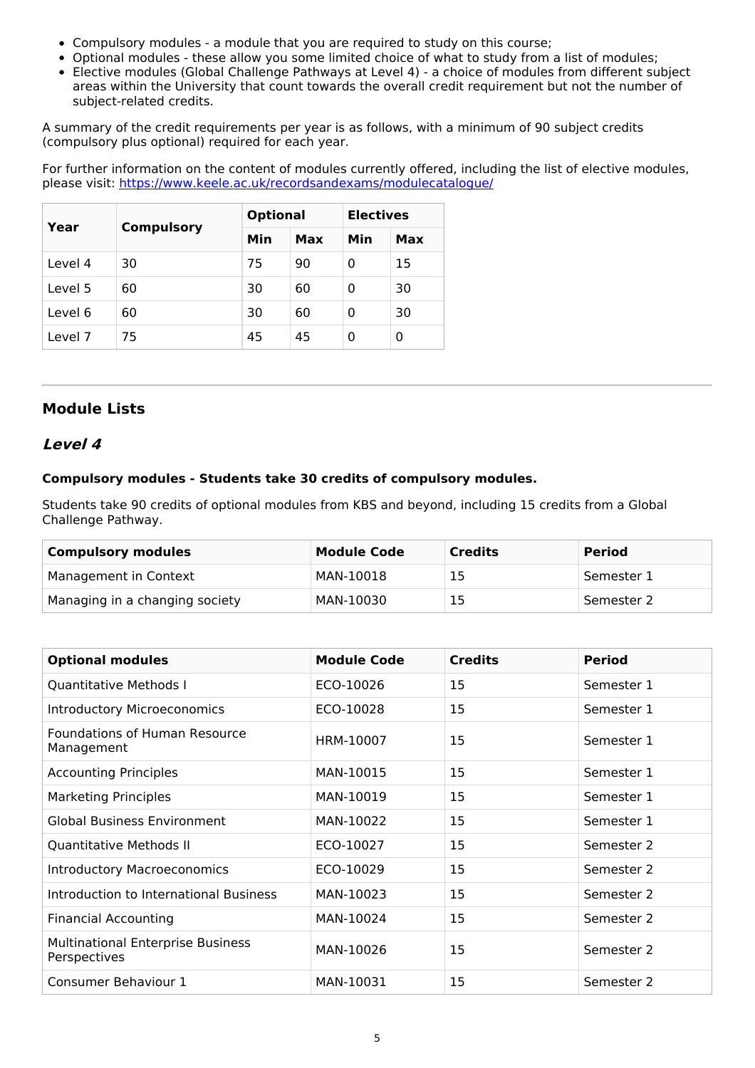- Compulsory modules - a module that you are required to study on this course;
- Optional modules - these allow you some limited choice of what to study from a list of modules;
- Elective modules (Global Challenge Pathways at Level 4) - a choice of modules from different subject areas within the University that count towards the overall credit requirement but not the number of subject-related credits.

A summary of the credit requirements per year is as follows, with a minimum of 90 subject credits (compulsory plus optional) required for each year.

For further information on the content of modules currently offered, including the list of elective modules, please visit: https://www.keele.ac.uk/recordsandexams/modulecatalogue/

| Year | Compulsory | Optional | | Electives | |
|---|---|---|---|---|---|
| | | Min | Max | Min | Max |
| Level 4 | 30 | 75 | 90 | 0 | 15 |
| Level 5 | 60 | 30 | 60 | 0 | 30 |
| Level 6 | 60 | 30 | 60 | 0 | 30 |
| Level 7 | 75 | 45 | 45 | 0 | 0 |

## Module Lists

### *Level 4*

**Compulsory modules - Students take 30 credits of compulsory modules.**

Students take 90 credits of optional modules from KBS and beyond, including 15 credits from a Global Challenge Pathway.

| Compulsory modules | Module Code | Credits | Period |
|---|---|---|---|
| Management in Context | MAN-10018 | 15 | Semester 1 |
| Managing in a changing society | MAN-10030 | 15 | Semester 2 |

| Optional modules | Module Code | Credits | Period |
|---|---|---|---|
| Quantitative Methods I | ECO-10026 | 15 | Semester 1 |
| Introductory Microeconomics | ECO-10028 | 15 | Semester 1 |
| Foundations of Human Resource Management | HRM-10007 | 15 | Semester 1 |
| Accounting Principles | MAN-10015 | 15 | Semester 1 |
| Marketing Principles | MAN-10019 | 15 | Semester 1 |
| Global Business Environment | MAN-10022 | 15 | Semester 1 |
| Quantitative Methods II | ECO-10027 | 15 | Semester 2 |
| Introductory Macroeconomics | ECO-10029 | 15 | Semester 2 |
| Introduction to International Business | MAN-10023 | 15 | Semester 2 |
| Financial Accounting | MAN-10024 | 15 | Semester 2 |
| Multinational Enterprise Business Perspectives | MAN-10026 | 15 | Semester 2 |
| Consumer Behaviour 1 | MAN-10031 | 15 | Semester 2 |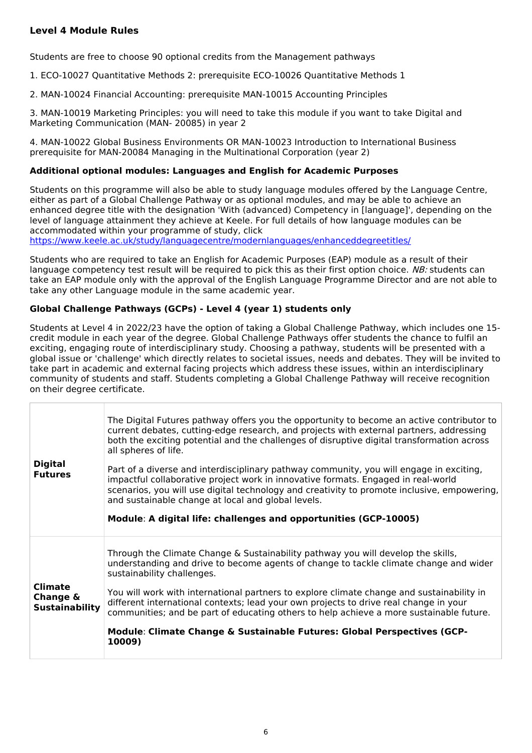### Level 4 Module Rules

Students are free to choose 90 optional credits from the Management pathways

1. ECO-10027 Quantitative Methods 2: prerequisite ECO-10026 Quantitative Methods 1

2. MAN-10024 Financial Accounting: prerequisite MAN-10015 Accounting Principles

3. MAN-10019 Marketing Principles: you will need to take this module if you want to take Digital and Marketing Communication (MAN- 20085) in year 2

4. MAN-10022 Global Business Environments OR MAN-10023 Introduction to International Business prerequisite for MAN-20084 Managing in the Multinational Corporation (year 2)

### Additional optional modules: Languages and English for Academic Purposes

Students on this programme will also be able to study language modules offered by the Language Centre, either as part of a Global Challenge Pathway or as optional modules, and may be able to achieve an enhanced degree title with the designation 'With (advanced) Competency in [language]', depending on the level of language attainment they achieve at Keele. For full details of how language modules can be accommodated within your programme of study, click
https://www.keele.ac.uk/study/languagecentre/modernlanguages/enhanceddegreetitles/

Students who are required to take an English for Academic Purposes (EAP) module as a result of their language competency test result will be required to pick this as their first option choice. *NB:* students can take an EAP module only with the approval of the English Language Programme Director and are not able to take any other Language module in the same academic year.

### Global Challenge Pathways (GCPs) - Level 4 (year 1) students only

Students at Level 4 in 2022/23 have the option of taking a Global Challenge Pathway, which includes one 15-credit module in each year of the degree. Global Challenge Pathways offer students the chance to fulfil an exciting, engaging route of interdisciplinary study. Choosing a pathway, students will be presented with a global issue or 'challenge' which directly relates to societal issues, needs and debates. They will be invited to take part in academic and external facing projects which address these issues, within an interdisciplinary community of students and staff. Students completing a Global Challenge Pathway will receive recognition on their degree certificate.

| | |
|---|---|
| **Digital Futures** | The Digital Futures pathway offers you the opportunity to become an active contributor to current debates, cutting-edge research, and projects with external partners, addressing both the exciting potential and the challenges of disruptive digital transformation across all spheres of life.<br><br>Part of a diverse and interdisciplinary pathway community, you will engage in exciting, impactful collaborative project work in innovative formats. Engaged in real-world scenarios, you will use digital technology and creativity to promote inclusive, empowering, and sustainable change at local and global levels.<br><br>**Module**: **A digital life: challenges and opportunities (GCP-10005)** |
| **Climate Change & Sustainability** | Through the Climate Change & Sustainability pathway you will develop the skills, understanding and drive to become agents of change to tackle climate change and wider sustainability challenges.<br><br>You will work with international partners to explore climate change and sustainability in different international contexts; lead your own projects to drive real change in your communities; and be part of educating others to help achieve a more sustainable future.<br><br>**Module**: **Climate Change & Sustainable Futures: Global Perspectives (GCP-10009)** |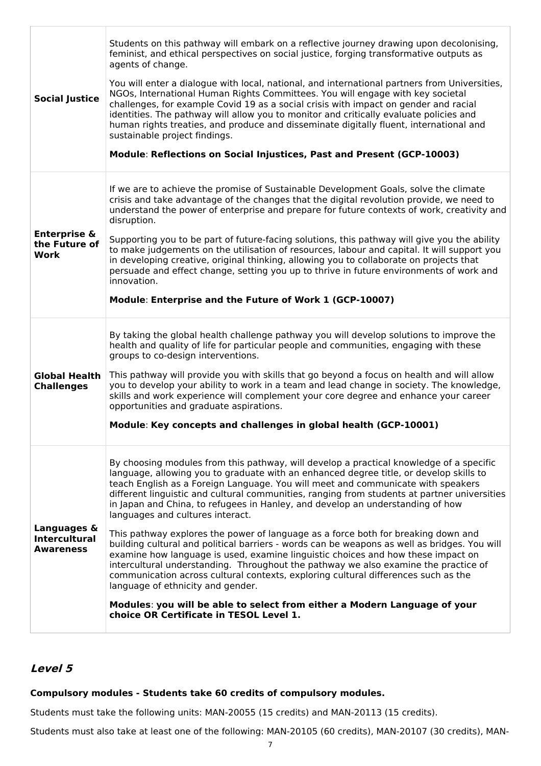| | |
|---|---|
| **Social Justice** | Students on this pathway will embark on a reflective journey drawing upon decolonising, feminist, and ethical perspectives on social justice, forging transformative outputs as agents of change.<br><br>You will enter a dialogue with local, national, and international partners from Universities, NGOs, International Human Rights Committees. You will engage with key societal challenges, for example Covid 19 as a social crisis with impact on gender and racial identities. The pathway will allow you to monitor and critically evaluate policies and human rights treaties, and produce and disseminate digitally fluent, international and sustainable project findings.<br><br>**Module**: **Reflections on Social Injustices, Past and Present (GCP-10003)** |
| **Enterprise & the Future of Work** | If we are to achieve the promise of Sustainable Development Goals, solve the climate crisis and take advantage of the changes that the digital revolution provide, we need to understand the power of enterprise and prepare for future contexts of work, creativity and disruption.<br><br>Supporting you to be part of future-facing solutions, this pathway will give you the ability to make judgements on the utilisation of resources, labour and capital. It will support you in developing creative, original thinking, allowing you to collaborate on projects that persuade and effect change, setting you up to thrive in future environments of work and innovation.<br><br>**Module**: **Enterprise and the Future of Work 1 (GCP-10007)** |
| **Global Health Challenges** | By taking the global health challenge pathway you will develop solutions to improve the health and quality of life for particular people and communities, engaging with these groups to co-design interventions.<br><br>This pathway will provide you with skills that go beyond a focus on health and will allow you to develop your ability to work in a team and lead change in society. The knowledge, skills and work experience will complement your core degree and enhance your career opportunities and graduate aspirations.<br><br>**Module**: **Key concepts and challenges in global health (GCP-10001)** |
| **Languages & Intercultural Awareness** | By choosing modules from this pathway, will develop a practical knowledge of a specific language, allowing you to graduate with an enhanced degree title, or develop skills to teach English as a Foreign Language. You will meet and communicate with speakers different linguistic and cultural communities, ranging from students at partner universities in Japan and China, to refugees in Hanley, and develop an understanding of how languages and cultures interact.<br><br>This pathway explores the power of language as a force both for breaking down and building cultural and political barriers - words can be weapons as well as bridges. You will examine how language is used, examine linguistic choices and how these impact on intercultural understanding. Throughout the pathway we also examine the practice of communication across cultural contexts, exploring cultural differences such as the language of ethnicity and gender.<br><br>**Modules**: **you will be able to select from either a Modern Language of your choice OR Certificate in TESOL Level 1.** |

## *Level 5*

**Compulsory modules - Students take 60 credits of compulsory modules.**

Students must take the following units: MAN-20055 (15 credits) and MAN-20113 (15 credits).

Students must also take at least one of the following: MAN-20105 (60 credits), MAN-20107 (30 credits), MAN-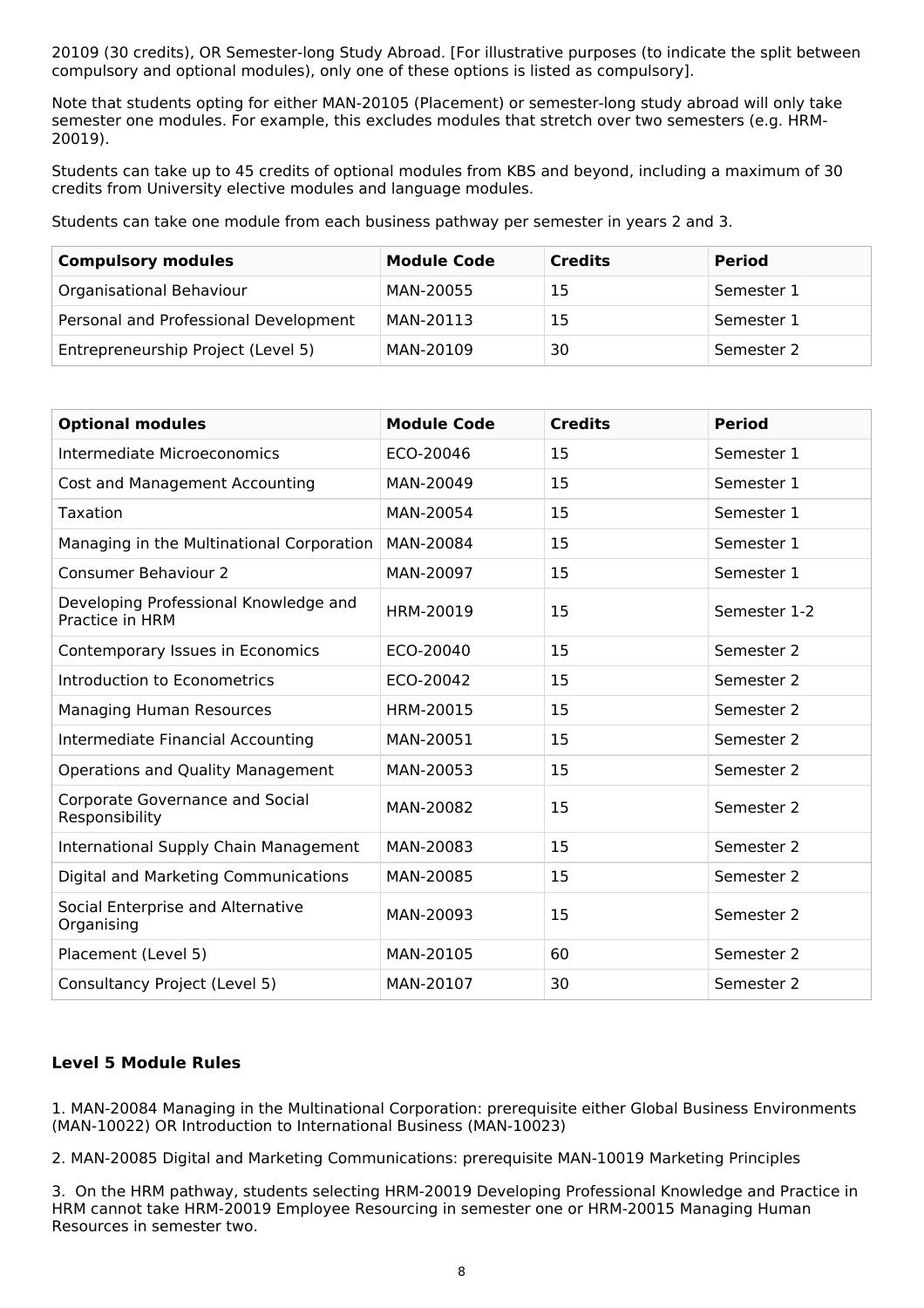20109 (30 credits), OR Semester-long Study Abroad. [For illustrative purposes (to indicate the split between compulsory and optional modules), only one of these options is listed as compulsory].

Note that students opting for either MAN-20105 (Placement) or semester-long study abroad will only take semester one modules. For example, this excludes modules that stretch over two semesters (e.g. HRM-20019).

Students can take up to 45 credits of optional modules from KBS and beyond, including a maximum of 30 credits from University elective modules and language modules.

Students can take one module from each business pathway per semester in years 2 and 3.

| Compulsory modules | Module Code | Credits | Period |
|---|---|---|---|
| Organisational Behaviour | MAN-20055 | 15 | Semester 1 |
| Personal and Professional Development | MAN-20113 | 15 | Semester 1 |
| Entrepreneurship Project (Level 5) | MAN-20109 | 30 | Semester 2 |

| Optional modules | Module Code | Credits | Period |
|---|---|---|---|
| Intermediate Microeconomics | ECO-20046 | 15 | Semester 1 |
| Cost and Management Accounting | MAN-20049 | 15 | Semester 1 |
| Taxation | MAN-20054 | 15 | Semester 1 |
| Managing in the Multinational Corporation | MAN-20084 | 15 | Semester 1 |
| Consumer Behaviour 2 | MAN-20097 | 15 | Semester 1 |
| Developing Professional Knowledge and Practice in HRM | HRM-20019 | 15 | Semester 1-2 |
| Contemporary Issues in Economics | ECO-20040 | 15 | Semester 2 |
| Introduction to Econometrics | ECO-20042 | 15 | Semester 2 |
| Managing Human Resources | HRM-20015 | 15 | Semester 2 |
| Intermediate Financial Accounting | MAN-20051 | 15 | Semester 2 |
| Operations and Quality Management | MAN-20053 | 15 | Semester 2 |
| Corporate Governance and Social Responsibility | MAN-20082 | 15 | Semester 2 |
| International Supply Chain Management | MAN-20083 | 15 | Semester 2 |
| Digital and Marketing Communications | MAN-20085 | 15 | Semester 2 |
| Social Enterprise and Alternative Organising | MAN-20093 | 15 | Semester 2 |
| Placement (Level 5) | MAN-20105 | 60 | Semester 2 |
| Consultancy Project (Level 5) | MAN-20107 | 30 | Semester 2 |

### Level 5 Module Rules

1. MAN-20084 Managing in the Multinational Corporation: prerequisite either Global Business Environments (MAN-10022) OR Introduction to International Business (MAN-10023)

2. MAN-20085 Digital and Marketing Communications: prerequisite MAN-10019 Marketing Principles

3. On the HRM pathway, students selecting HRM-20019 Developing Professional Knowledge and Practice in HRM cannot take HRM-20019 Employee Resourcing in semester one or HRM-20015 Managing Human Resources in semester two.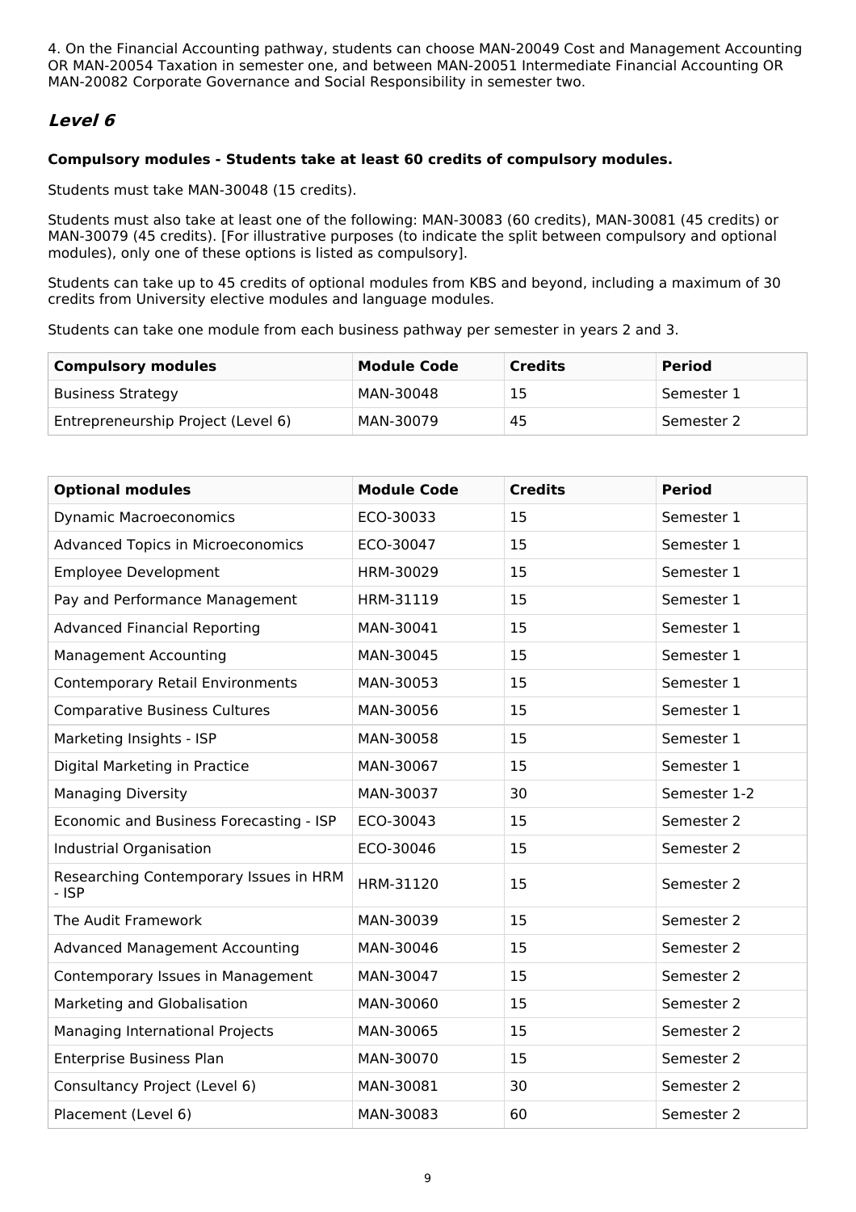4. On the Financial Accounting pathway, students can choose MAN-20049 Cost and Management Accounting OR MAN-20054 Taxation in semester one, and between MAN-20051 Intermediate Financial Accounting OR MAN-20082 Corporate Governance and Social Responsibility in semester two.

### *Level 6*

**Compulsory modules - Students take at least 60 credits of compulsory modules.**

Students must take MAN-30048 (15 credits).

Students must also take at least one of the following: MAN-30083 (60 credits), MAN-30081 (45 credits) or MAN-30079 (45 credits). [For illustrative purposes (to indicate the split between compulsory and optional modules), only one of these options is listed as compulsory].

Students can take up to 45 credits of optional modules from KBS and beyond, including a maximum of 30 credits from University elective modules and language modules.

Students can take one module from each business pathway per semester in years 2 and 3.

| Compulsory modules | Module Code | Credits | Period |
|---|---|---|---|
| Business Strategy | MAN-30048 | 15 | Semester 1 |
| Entrepreneurship Project (Level 6) | MAN-30079 | 45 | Semester 2 |

| Optional modules | Module Code | Credits | Period |
|---|---|---|---|
| Dynamic Macroeconomics | ECO-30033 | 15 | Semester 1 |
| Advanced Topics in Microeconomics | ECO-30047 | 15 | Semester 1 |
| Employee Development | HRM-30029 | 15 | Semester 1 |
| Pay and Performance Management | HRM-31119 | 15 | Semester 1 |
| Advanced Financial Reporting | MAN-30041 | 15 | Semester 1 |
| Management Accounting | MAN-30045 | 15 | Semester 1 |
| Contemporary Retail Environments | MAN-30053 | 15 | Semester 1 |
| Comparative Business Cultures | MAN-30056 | 15 | Semester 1 |
| Marketing Insights - ISP | MAN-30058 | 15 | Semester 1 |
| Digital Marketing in Practice | MAN-30067 | 15 | Semester 1 |
| Managing Diversity | MAN-30037 | 30 | Semester 1-2 |
| Economic and Business Forecasting - ISP | ECO-30043 | 15 | Semester 2 |
| Industrial Organisation | ECO-30046 | 15 | Semester 2 |
| Researching Contemporary Issues in HRM - ISP | HRM-31120 | 15 | Semester 2 |
| The Audit Framework | MAN-30039 | 15 | Semester 2 |
| Advanced Management Accounting | MAN-30046 | 15 | Semester 2 |
| Contemporary Issues in Management | MAN-30047 | 15 | Semester 2 |
| Marketing and Globalisation | MAN-30060 | 15 | Semester 2 |
| Managing International Projects | MAN-30065 | 15 | Semester 2 |
| Enterprise Business Plan | MAN-30070 | 15 | Semester 2 |
| Consultancy Project (Level 6) | MAN-30081 | 30 | Semester 2 |
| Placement (Level 6) | MAN-30083 | 60 | Semester 2 |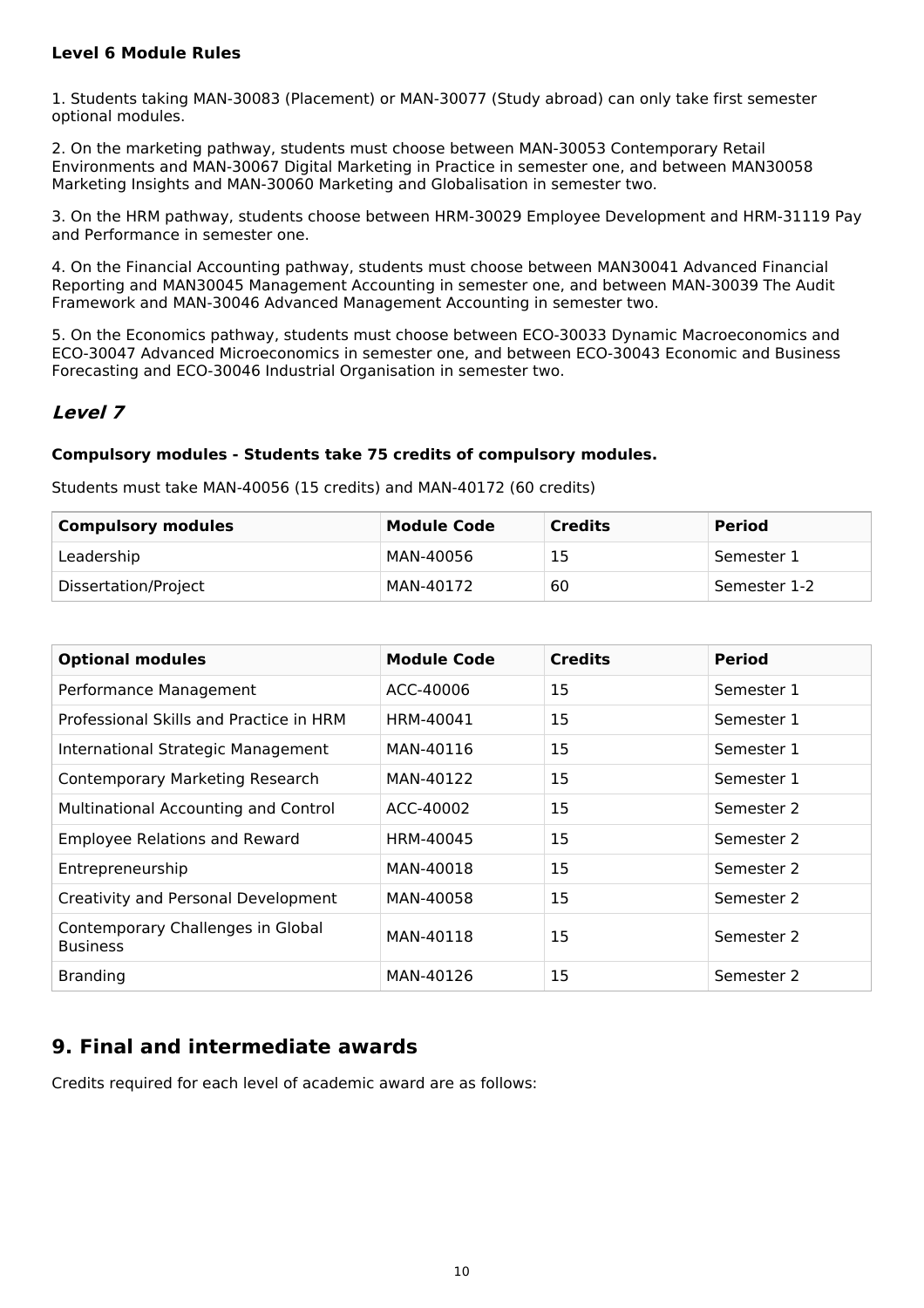**Level 6 Module Rules**

1. Students taking MAN-30083 (Placement) or MAN-30077 (Study abroad) can only take first semester optional modules.

2. On the marketing pathway, students must choose between MAN-30053 Contemporary Retail Environments and MAN-30067 Digital Marketing in Practice in semester one, and between MAN30058 Marketing Insights and MAN-30060 Marketing and Globalisation in semester two.

3. On the HRM pathway, students choose between HRM-30029 Employee Development and HRM-31119 Pay and Performance in semester one.

4. On the Financial Accounting pathway, students must choose between MAN30041 Advanced Financial Reporting and MAN30045 Management Accounting in semester one, and between MAN-30039 The Audit Framework and MAN-30046 Advanced Management Accounting in semester two.

5. On the Economics pathway, students must choose between ECO-30033 Dynamic Macroeconomics and ECO-30047 Advanced Microeconomics in semester one, and between ECO-30043 Economic and Business Forecasting and ECO-30046 Industrial Organisation in semester two.

### ***Level 7***

**Compulsory modules - Students take 75 credits of compulsory modules.**

Students must take MAN-40056 (15 credits) and MAN-40172 (60 credits)

| Compulsory modules | Module Code | Credits | Period |
|---|---|---|---|
| Leadership | MAN-40056 | 15 | Semester 1 |
| Dissertation/Project | MAN-40172 | 60 | Semester 1-2 |

| Optional modules | Module Code | Credits | Period |
|---|---|---|---|
| Performance Management | ACC-40006 | 15 | Semester 1 |
| Professional Skills and Practice in HRM | HRM-40041 | 15 | Semester 1 |
| International Strategic Management | MAN-40116 | 15 | Semester 1 |
| Contemporary Marketing Research | MAN-40122 | 15 | Semester 1 |
| Multinational Accounting and Control | ACC-40002 | 15 | Semester 2 |
| Employee Relations and Reward | HRM-40045 | 15 | Semester 2 |
| Entrepreneurship | MAN-40018 | 15 | Semester 2 |
| Creativity and Personal Development | MAN-40058 | 15 | Semester 2 |
| Contemporary Challenges in Global Business | MAN-40118 | 15 | Semester 2 |
| Branding | MAN-40126 | 15 | Semester 2 |

## 9. Final and intermediate awards

Credits required for each level of academic award are as follows: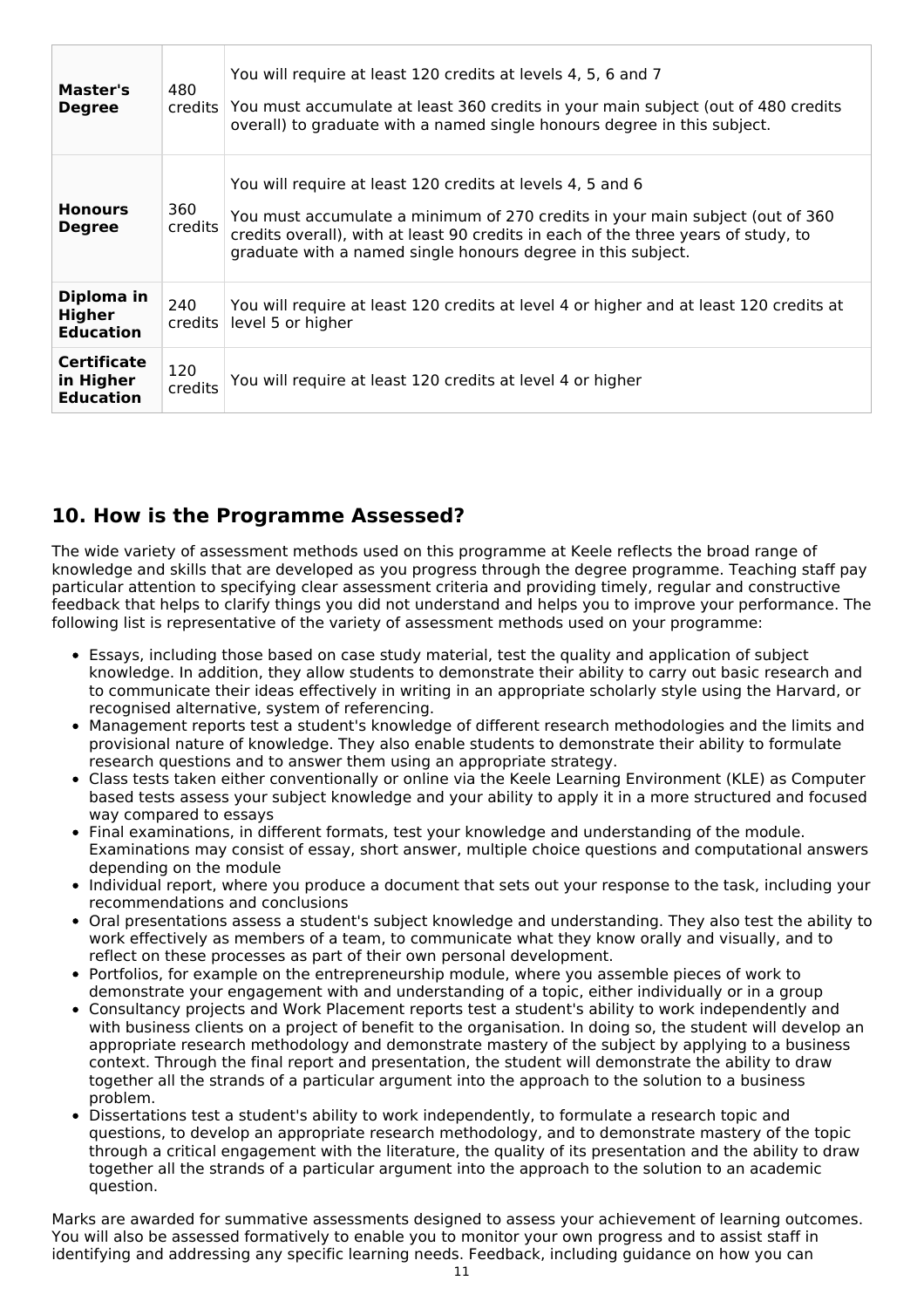| | | |
|---|---|---|
| **Master's Degree** | 480 credits | You will require at least 120 credits at levels 4, 5, 6 and 7<br><br>You must accumulate at least 360 credits in your main subject (out of 480 credits overall) to graduate with a named single honours degree in this subject. |
| **Honours Degree** | 360 credits | You will require at least 120 credits at levels 4, 5 and 6<br><br>You must accumulate a minimum of 270 credits in your main subject (out of 360 credits overall), with at least 90 credits in each of the three years of study, to graduate with a named single honours degree in this subject. |
| **Diploma in Higher Education** | 240 credits | You will require at least 120 credits at level 4 or higher and at least 120 credits at level 5 or higher |
| **Certificate in Higher Education** | 120 credits | You will require at least 120 credits at level 4 or higher |

## 10. How is the Programme Assessed?

The wide variety of assessment methods used on this programme at Keele reflects the broad range of knowledge and skills that are developed as you progress through the degree programme. Teaching staff pay particular attention to specifying clear assessment criteria and providing timely, regular and constructive feedback that helps to clarify things you did not understand and helps you to improve your performance. The following list is representative of the variety of assessment methods used on your programme:

- Essays, including those based on case study material, test the quality and application of subject knowledge. In addition, they allow students to demonstrate their ability to carry out basic research and to communicate their ideas effectively in writing in an appropriate scholarly style using the Harvard, or recognised alternative, system of referencing.
- Management reports test a student's knowledge of different research methodologies and the limits and provisional nature of knowledge. They also enable students to demonstrate their ability to formulate research questions and to answer them using an appropriate strategy.
- Class tests taken either conventionally or online via the Keele Learning Environment (KLE) as Computer based tests assess your subject knowledge and your ability to apply it in a more structured and focused way compared to essays
- Final examinations, in different formats, test your knowledge and understanding of the module. Examinations may consist of essay, short answer, multiple choice questions and computational answers depending on the module
- Individual report, where you produce a document that sets out your response to the task, including your recommendations and conclusions
- Oral presentations assess a student's subject knowledge and understanding. They also test the ability to work effectively as members of a team, to communicate what they know orally and visually, and to reflect on these processes as part of their own personal development.
- Portfolios, for example on the entrepreneurship module, where you assemble pieces of work to demonstrate your engagement with and understanding of a topic, either individually or in a group
- Consultancy projects and Work Placement reports test a student's ability to work independently and with business clients on a project of benefit to the organisation. In doing so, the student will develop an appropriate research methodology and demonstrate mastery of the subject by applying to a business context. Through the final report and presentation, the student will demonstrate the ability to draw together all the strands of a particular argument into the approach to the solution to a business problem.
- Dissertations test a student's ability to work independently, to formulate a research topic and questions, to develop an appropriate research methodology, and to demonstrate mastery of the topic through a critical engagement with the literature, the quality of its presentation and the ability to draw together all the strands of a particular argument into the approach to the solution to an academic question.

Marks are awarded for summative assessments designed to assess your achievement of learning outcomes. You will also be assessed formatively to enable you to monitor your own progress and to assist staff in identifying and addressing any specific learning needs. Feedback, including guidance on how you can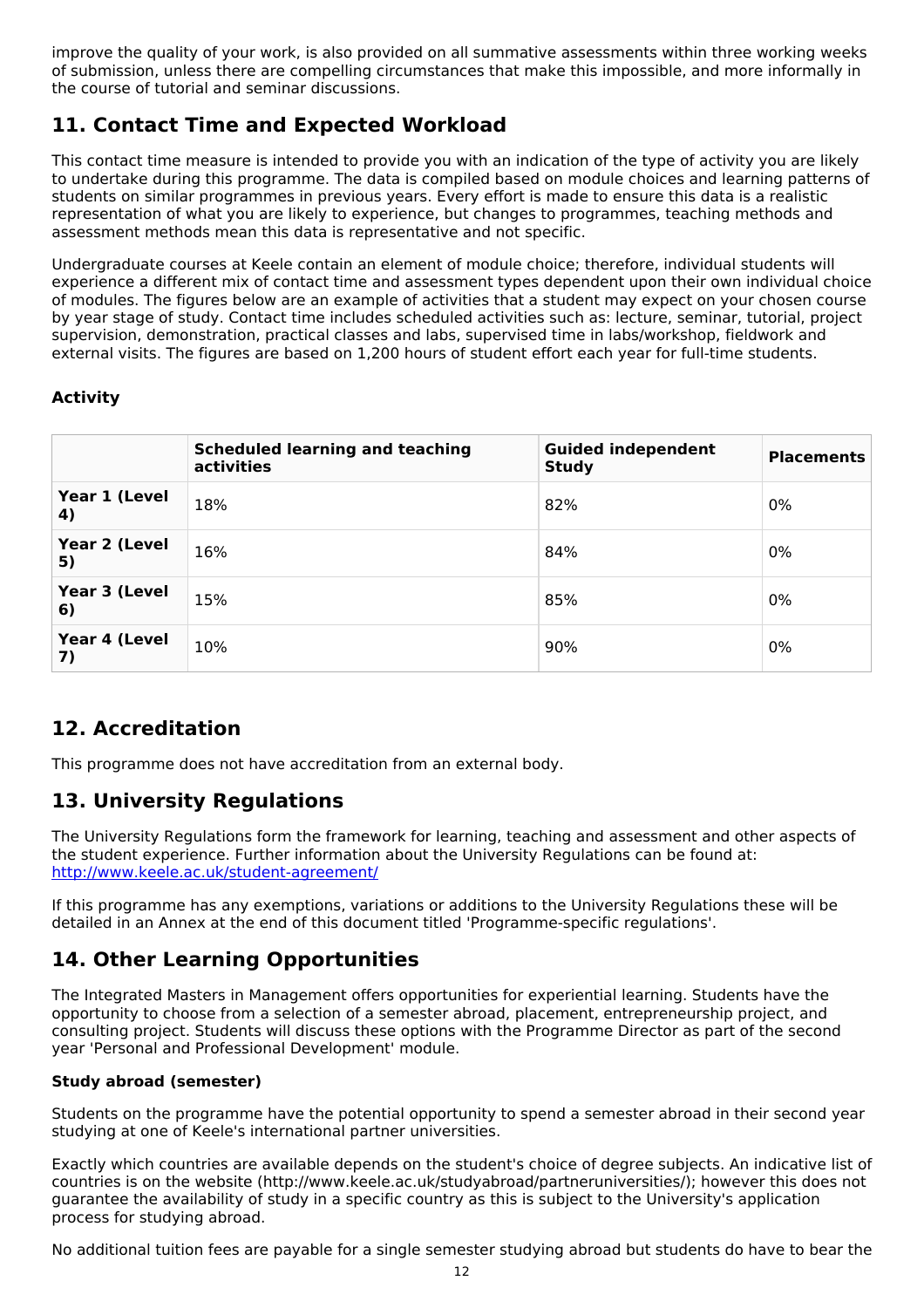improve the quality of your work, is also provided on all summative assessments within three working weeks of submission, unless there are compelling circumstances that make this impossible, and more informally in the course of tutorial and seminar discussions.

## 11. Contact Time and Expected Workload

This contact time measure is intended to provide you with an indication of the type of activity you are likely to undertake during this programme. The data is compiled based on module choices and learning patterns of students on similar programmes in previous years. Every effort is made to ensure this data is a realistic representation of what you are likely to experience, but changes to programmes, teaching methods and assessment methods mean this data is representative and not specific.

Undergraduate courses at Keele contain an element of module choice; therefore, individual students will experience a different mix of contact time and assessment types dependent upon their own individual choice of modules. The figures below are an example of activities that a student may expect on your chosen course by year stage of study. Contact time includes scheduled activities such as: lecture, seminar, tutorial, project supervision, demonstration, practical classes and labs, supervised time in labs/workshop, fieldwork and external visits. The figures are based on 1,200 hours of student effort each year for full-time students.

**Activity**

| | Scheduled learning and teaching activities | Guided independent Study | Placements |
|---|---|---|---|
| **Year 1 (Level 4)** | 18% | 82% | 0% |
| **Year 2 (Level 5)** | 16% | 84% | 0% |
| **Year 3 (Level 6)** | 15% | 85% | 0% |
| **Year 4 (Level 7)** | 10% | 90% | 0% |

## 12. Accreditation

This programme does not have accreditation from an external body.

## 13. University Regulations

The University Regulations form the framework for learning, teaching and assessment and other aspects of the student experience. Further information about the University Regulations can be found at: [http://www.keele.ac.uk/student-agreement/](http://www.keele.ac.uk/student-agreement/)

If this programme has any exemptions, variations or additions to the University Regulations these will be detailed in an Annex at the end of this document titled 'Programme-specific regulations'.

## 14. Other Learning Opportunities

The Integrated Masters in Management offers opportunities for experiential learning. Students have the opportunity to choose from a selection of a semester abroad, placement, entrepreneurship project, and consulting project. Students will discuss these options with the Programme Director as part of the second year 'Personal and Professional Development' module.

**Study abroad (semester)**

Students on the programme have the potential opportunity to spend a semester abroad in their second year studying at one of Keele's international partner universities.

Exactly which countries are available depends on the student's choice of degree subjects. An indicative list of countries is on the website (http://www.keele.ac.uk/studyabroad/partneruniversities/); however this does not guarantee the availability of study in a specific country as this is subject to the University's application process for studying abroad.

No additional tuition fees are payable for a single semester studying abroad but students do have to bear the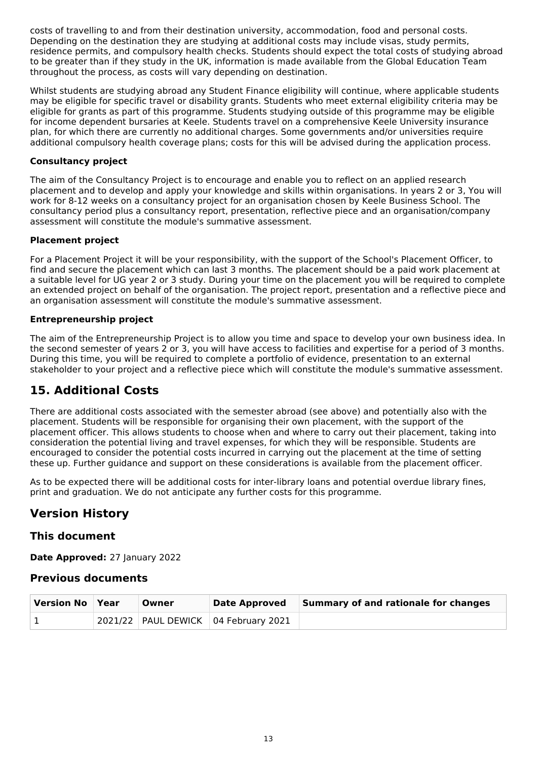costs of travelling to and from their destination university, accommodation, food and personal costs. Depending on the destination they are studying at additional costs may include visas, study permits, residence permits, and compulsory health checks. Students should expect the total costs of studying abroad to be greater than if they study in the UK, information is made available from the Global Education Team throughout the process, as costs will vary depending on destination.

Whilst students are studying abroad any Student Finance eligibility will continue, where applicable students may be eligible for specific travel or disability grants. Students who meet external eligibility criteria may be eligible for grants as part of this programme. Students studying outside of this programme may be eligible for income dependent bursaries at Keele. Students travel on a comprehensive Keele University insurance plan, for which there are currently no additional charges. Some governments and/or universities require additional compulsory health coverage plans; costs for this will be advised during the application process.

**Consultancy project**

The aim of the Consultancy Project is to encourage and enable you to reflect on an applied research placement and to develop and apply your knowledge and skills within organisations. In years 2 or 3, You will work for 8-12 weeks on a consultancy project for an organisation chosen by Keele Business School. The consultancy period plus a consultancy report, presentation, reflective piece and an organisation/company assessment will constitute the module's summative assessment.

**Placement project**

For a Placement Project it will be your responsibility, with the support of the School's Placement Officer, to find and secure the placement which can last 3 months. The placement should be a paid work placement at a suitable level for UG year 2 or 3 study. During your time on the placement you will be required to complete an extended project on behalf of the organisation. The project report, presentation and a reflective piece and an organisation assessment will constitute the module's summative assessment.

**Entrepreneurship project**

The aim of the Entrepreneurship Project is to allow you time and space to develop your own business idea. In the second semester of years 2 or 3, you will have access to facilities and expertise for a period of 3 months. During this time, you will be required to complete a portfolio of evidence, presentation to an external stakeholder to your project and a reflective piece which will constitute the module's summative assessment.

## 15. Additional Costs

There are additional costs associated with the semester abroad (see above) and potentially also with the placement. Students will be responsible for organising their own placement, with the support of the placement officer. This allows students to choose when and where to carry out their placement, taking into consideration the potential living and travel expenses, for which they will be responsible. Students are encouraged to consider the potential costs incurred in carrying out the placement at the time of setting these up. Further guidance and support on these considerations is available from the placement officer.

As to be expected there will be additional costs for inter-library loans and potential overdue library fines, print and graduation. We do not anticipate any further costs for this programme.

## Version History

### This document

**Date Approved:** 27 January 2022

### Previous documents

| Version No | Year | Owner | Date Approved | Summary of and rationale for changes |
|---|---|---|---|---|
| 1 | 2021/22 | PAUL DEWICK | 04 February 2021 | |